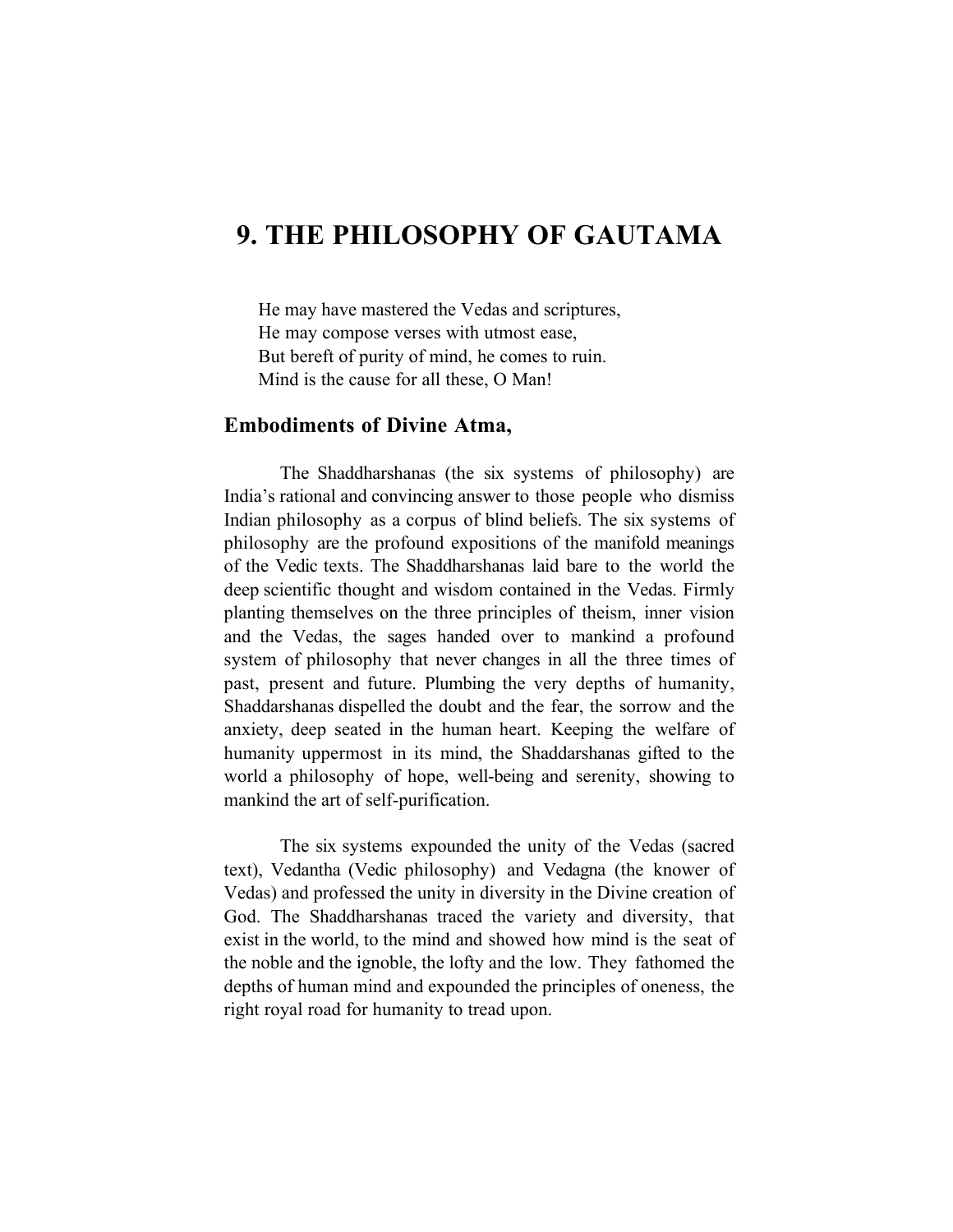# 9. THE PHILOSOPHY OF GAUTAMA

He may have mastered the Vedas and scriptures,
He may compose verses with utmost ease,
But bereft of purity of mind, he comes to ruin.
Mind is the cause for all these, O Man!

## Embodiments of Divine Atma,

The Shaddharshanas (the six systems of philosophy) are India's rational and convincing answer to those people who dismiss Indian philosophy as a corpus of blind beliefs. The six systems of philosophy are the profound expositions of the manifold meanings of the Vedic texts. The Shaddharshanas laid bare to the world the deep scientific thought and wisdom contained in the Vedas. Firmly planting themselves on the three principles of theism, inner vision and the Vedas, the sages handed over to mankind a profound system of philosophy that never changes in all the three times of past, present and future. Plumbing the very depths of humanity, Shaddarshanas dispelled the doubt and the fear, the sorrow and the anxiety, deep seated in the human heart. Keeping the welfare of humanity uppermost in its mind, the Shaddarshanas gifted to the world a philosophy of hope, well-being and serenity, showing to mankind the art of self-purification.

The six systems expounded the unity of the Vedas (sacred text), Vedantha (Vedic philosophy) and Vedagna (the knower of Vedas) and professed the unity in diversity in the Divine creation of God. The Shaddharshanas traced the variety and diversity, that exist in the world, to the mind and showed how mind is the seat of the noble and the ignoble, the lofty and the low. They fathomed the depths of human mind and expounded the principles of oneness, the right royal road for humanity to tread upon.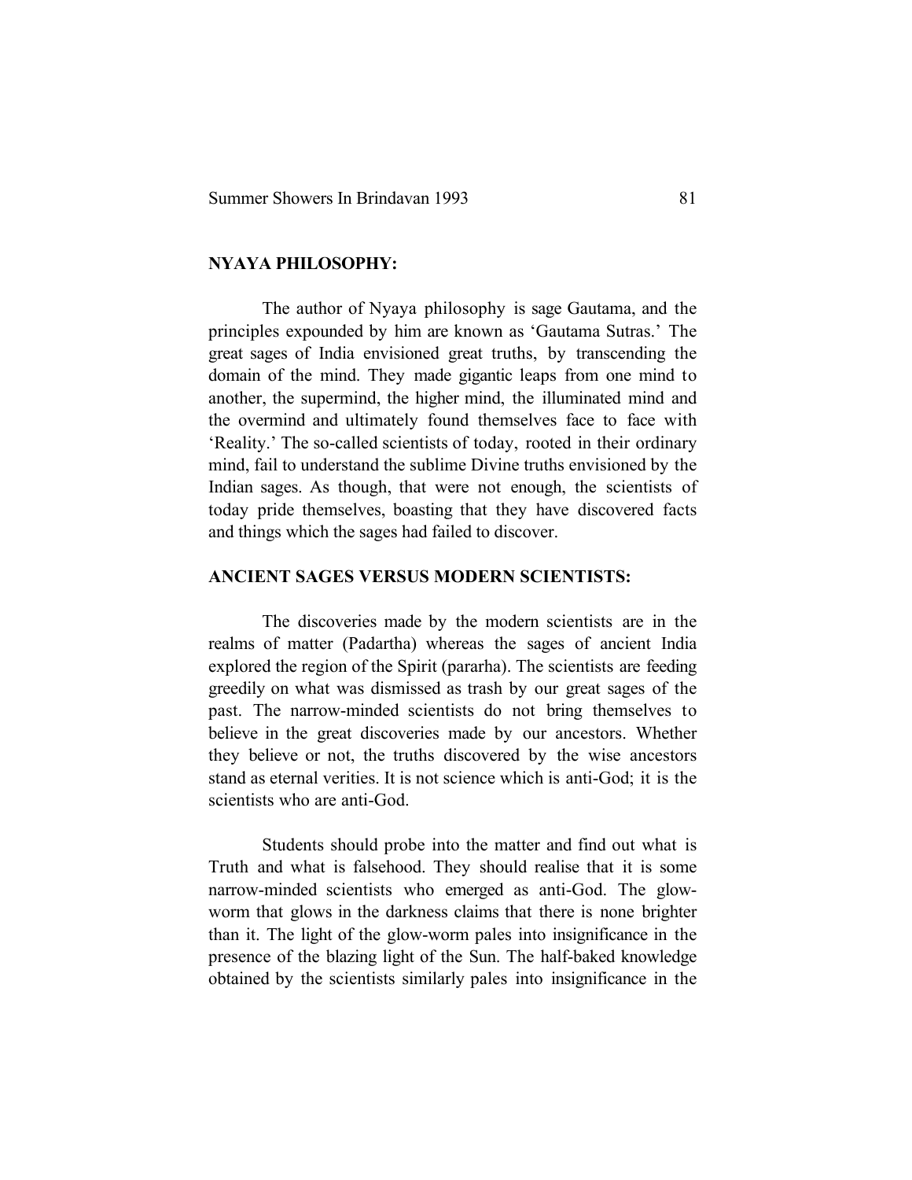## NYAYA PHILOSOPHY:

The author of Nyaya philosophy is sage Gautama, and the principles expounded by him are known as 'Gautama Sutras.' The great sages of India envisioned great truths, by transcending the domain of the mind. They made gigantic leaps from one mind to another, the supermind, the higher mind, the illuminated mind and the overmind and ultimately found themselves face to face with 'Reality.' The so-called scientists of today, rooted in their ordinary mind, fail to understand the sublime Divine truths envisioned by the Indian sages. As though, that were not enough, the scientists of today pride themselves, boasting that they have discovered facts and things which the sages had failed to discover.

## ANCIENT SAGES VERSUS MODERN SCIENTISTS:

The discoveries made by the modern scientists are in the realms of matter (Padartha) whereas the sages of ancient India explored the region of the Spirit (pararha). The scientists are feeding greedily on what was dismissed as trash by our great sages of the past. The narrow-minded scientists do not bring themselves to believe in the great discoveries made by our ancestors. Whether they believe or not, the truths discovered by the wise ancestors stand as eternal verities. It is not science which is anti-God; it is the scientists who are anti-God.

Students should probe into the matter and find out what is Truth and what is falsehood. They should realise that it is some narrow-minded scientists who emerged as anti-God. The glow-worm that glows in the darkness claims that there is none brighter than it. The light of the glow-worm pales into insignificance in the presence of the blazing light of the Sun. The half-baked knowledge obtained by the scientists similarly pales into insignificance in the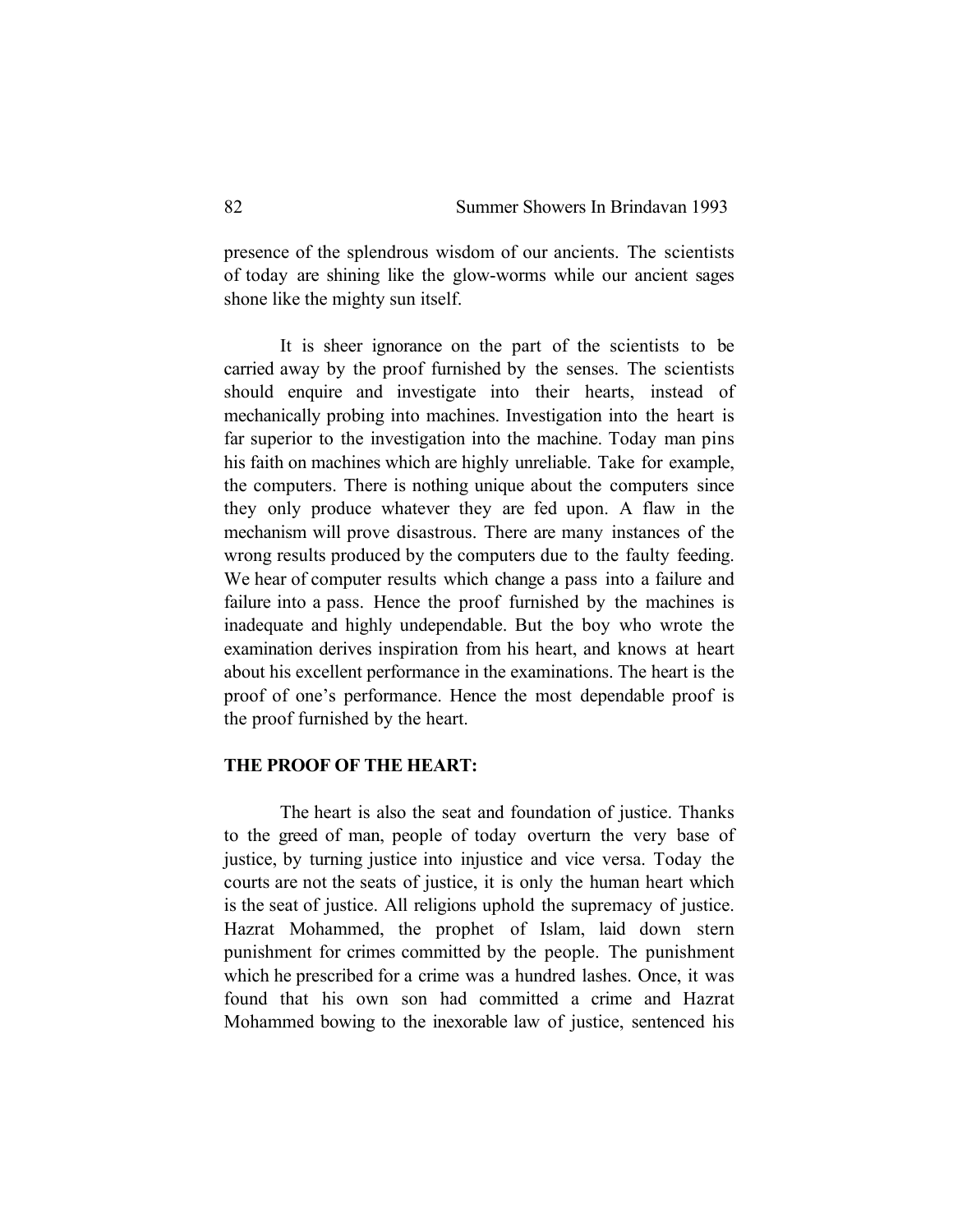presence of the splendrous wisdom of our ancients. The scientists of today are shining like the glow-worms while our ancient sages shone like the mighty sun itself.

It is sheer ignorance on the part of the scientists to be carried away by the proof furnished by the senses. The scientists should enquire and investigate into their hearts, instead of mechanically probing into machines. Investigation into the heart is far superior to the investigation into the machine. Today man pins his faith on machines which are highly unreliable. Take for example, the computers. There is nothing unique about the computers since they only produce whatever they are fed upon. A flaw in the mechanism will prove disastrous. There are many instances of the wrong results produced by the computers due to the faulty feeding. We hear of computer results which change a pass into a failure and failure into a pass. Hence the proof furnished by the machines is inadequate and highly undependable. But the boy who wrote the examination derives inspiration from his heart, and knows at heart about his excellent performance in the examinations. The heart is the proof of one's performance. Hence the most dependable proof is the proof furnished by the heart.

**THE PROOF OF THE HEART:**

The heart is also the seat and foundation of justice. Thanks to the greed of man, people of today overturn the very base of justice, by turning justice into injustice and vice versa. Today the courts are not the seats of justice, it is only the human heart which is the seat of justice. All religions uphold the supremacy of justice. Hazrat Mohammed, the prophet of Islam, laid down stern punishment for crimes committed by the people. The punishment which he prescribed for a crime was a hundred lashes. Once, it was found that his own son had committed a crime and Hazrat Mohammed bowing to the inexorable law of justice, sentenced his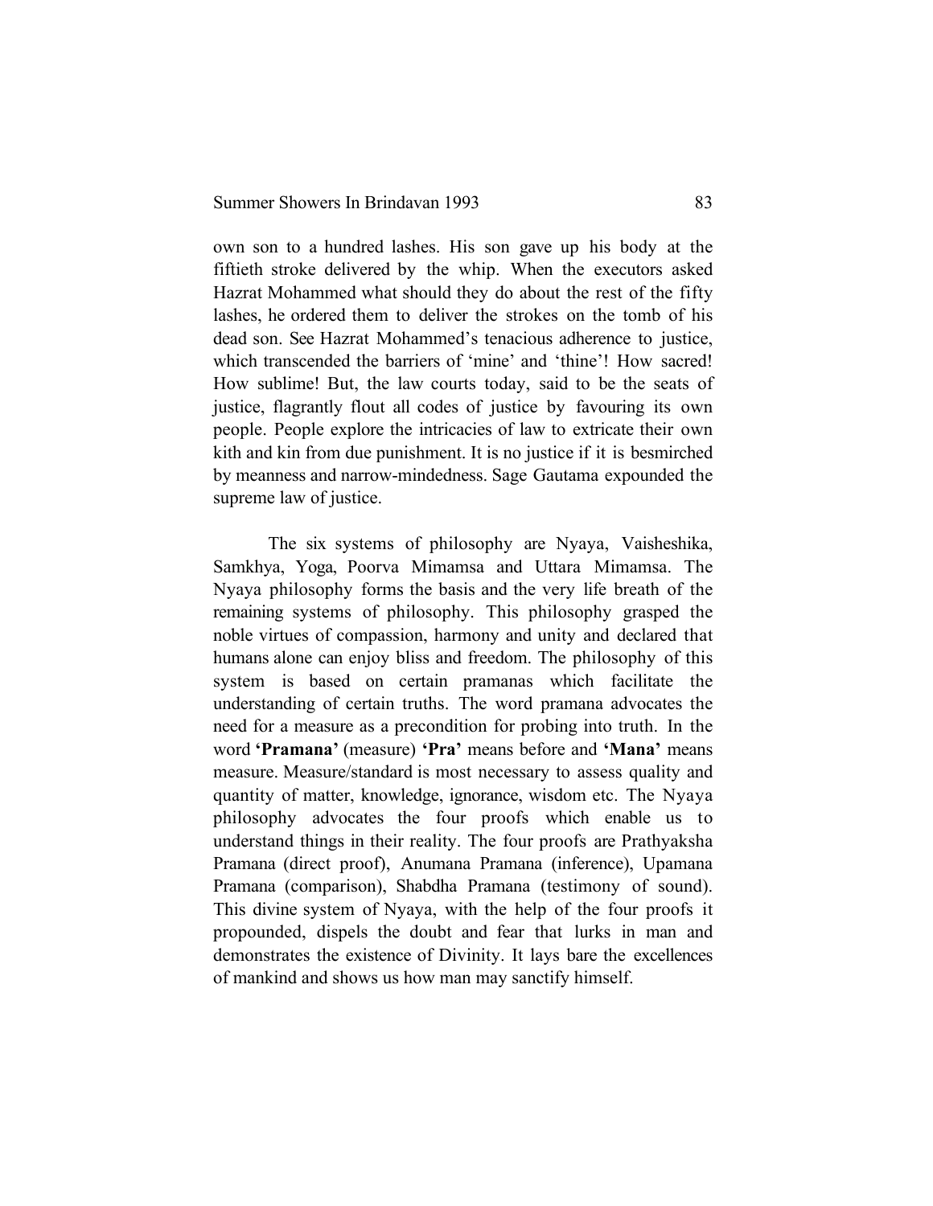own son to a hundred lashes. His son gave up his body at the fiftieth stroke delivered by the whip. When the executors asked Hazrat Mohammed what should they do about the rest of the fifty lashes, he ordered them to deliver the strokes on the tomb of his dead son. See Hazrat Mohammed's tenacious adherence to justice, which transcended the barriers of 'mine' and 'thine'! How sacred! How sublime! But, the law courts today, said to be the seats of justice, flagrantly flout all codes of justice by favouring its own people. People explore the intricacies of law to extricate their own kith and kin from due punishment. It is no justice if it is besmirched by meanness and narrow-mindedness. Sage Gautama expounded the supreme law of justice.

The six systems of philosophy are Nyaya, Vaisheshika, Samkhya, Yoga, Poorva Mimamsa and Uttara Mimamsa. The Nyaya philosophy forms the basis and the very life breath of the remaining systems of philosophy. This philosophy grasped the noble virtues of compassion, harmony and unity and declared that humans alone can enjoy bliss and freedom. The philosophy of this system is based on certain pramanas which facilitate the understanding of certain truths. The word pramana advocates the need for a measure as a precondition for probing into truth. In the word **'Pramana'** (measure) **'Pra'** means before and **'Mana'** means measure. Measure/standard is most necessary to assess quality and quantity of matter, knowledge, ignorance, wisdom etc. The Nyaya philosophy advocates the four proofs which enable us to understand things in their reality. The four proofs are Prathyaksha Pramana (direct proof), Anumana Pramana (inference), Upamana Pramana (comparison), Shabdha Pramana (testimony of sound). This divine system of Nyaya, with the help of the four proofs it propounded, dispels the doubt and fear that lurks in man and demonstrates the existence of Divinity. It lays bare the excellences of mankind and shows us how man may sanctify himself.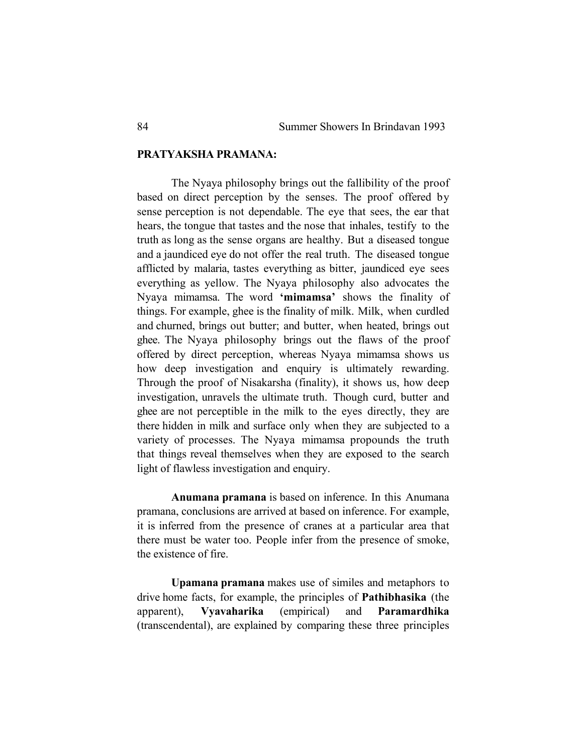**PRATYAKSHA PRAMANA:**

The Nyaya philosophy brings out the fallibility of the proof based on direct perception by the senses. The proof offered by sense perception is not dependable. The eye that sees, the ear that hears, the tongue that tastes and the nose that inhales, testify to the truth as long as the sense organs are healthy. But a diseased tongue and a jaundiced eye do not offer the real truth. The diseased tongue afflicted by malaria, tastes everything as bitter, jaundiced eye sees everything as yellow. The Nyaya philosophy also advocates the Nyaya mimamsa. The word **'mimamsa'** shows the finality of things. For example, ghee is the finality of milk. Milk, when curdled and churned, brings out butter; and butter, when heated, brings out ghee. The Nyaya philosophy brings out the flaws of the proof offered by direct perception, whereas Nyaya mimamsa shows us how deep investigation and enquiry is ultimately rewarding. Through the proof of Nisakarsha (finality), it shows us, how deep investigation, unravels the ultimate truth. Though curd, butter and ghee are not perceptible in the milk to the eyes directly, they are there hidden in milk and surface only when they are subjected to a variety of processes. The Nyaya mimamsa propounds the truth that things reveal themselves when they are exposed to the search light of flawless investigation and enquiry.

**Anumana pramana** is based on inference. In this Anumana pramana, conclusions are arrived at based on inference. For example, it is inferred from the presence of cranes at a particular area that there must be water too. People infer from the presence of smoke, the existence of fire.

**Upamana pramana** makes use of similes and metaphors to drive home facts, for example, the principles of **Pathibhasika** (the apparent), **Vyavaharika** (empirical) and **Paramardhika** (transcendental), are explained by comparing these three principles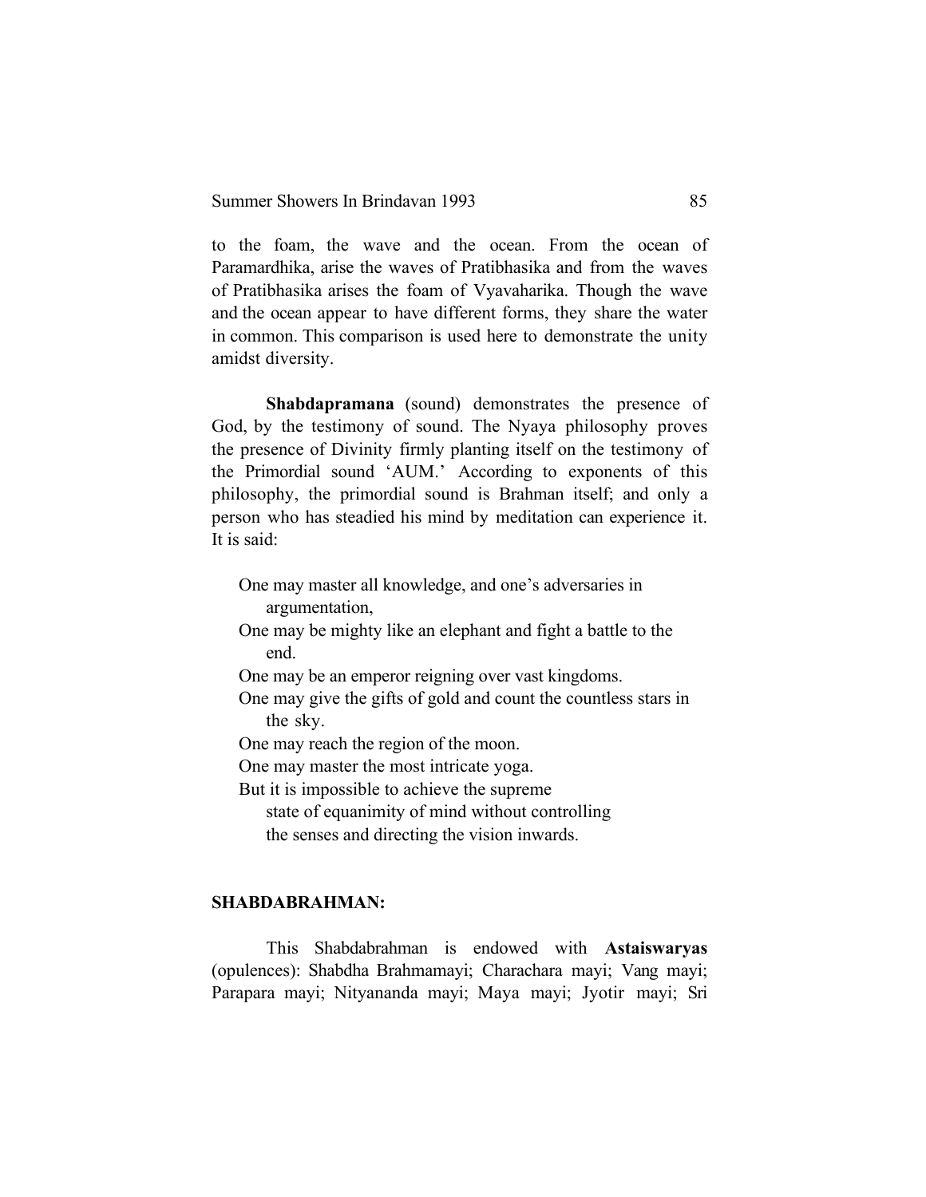to the foam, the wave and the ocean. From the ocean of Paramardhika, arise the waves of Pratibhasika and from the waves of Pratibhasika arises the foam of Vyavaharika. Though the wave and the ocean appear to have different forms, they share the water in common. This comparison is used here to demonstrate the unity amidst diversity.

**Shabdapramana** (sound) demonstrates the presence of God, by the testimony of sound. The Nyaya philosophy proves the presence of Divinity firmly planting itself on the testimony of the Primordial sound 'AUM.' According to exponents of this philosophy, the primordial sound is Brahman itself; and only a person who has steadied his mind by meditation can experience it. It is said:

> One may master all knowledge, and one's adversaries in argumentation,
> One may be mighty like an elephant and fight a battle to the end.
> One may be an emperor reigning over vast kingdoms.
> One may give the gifts of gold and count the countless stars in the sky.
> One may reach the region of the moon.
> One may master the most intricate yoga.
> But it is impossible to achieve the supreme state of equanimity of mind without controlling the senses and directing the vision inwards.

## SHABDABRAHMAN:

This Shabdabrahman is endowed with **Astaiswaryas** (opulences): Shabdha Brahmamayi; Charachara mayi; Vang mayi; Parapara mayi; Nityananda mayi; Maya mayi; Jyotir mayi; Sri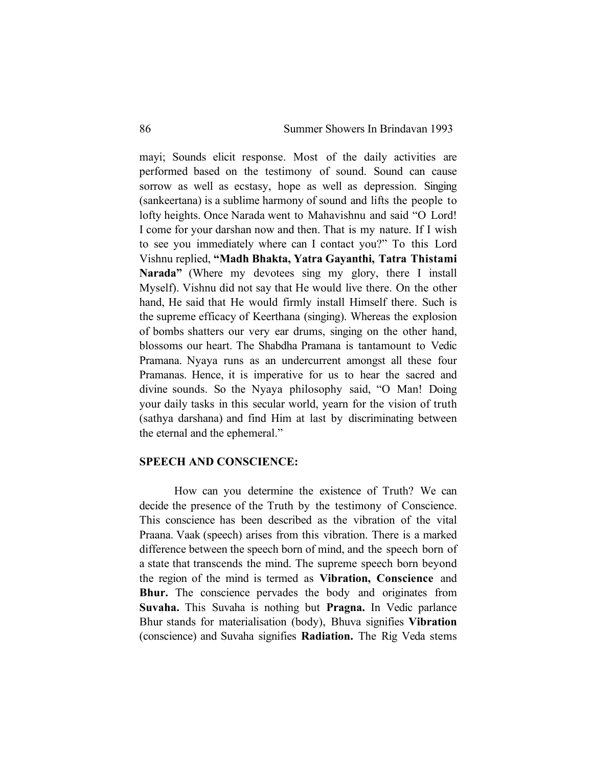mayi; Sounds elicit response. Most of the daily activities are performed based on the testimony of sound. Sound can cause sorrow as well as ecstasy, hope as well as depression. Singing (sankeertana) is a sublime harmony of sound and lifts the people to lofty heights. Once Narada went to Mahavishnu and said "O Lord! I come for your darshan now and then. That is my nature. If I wish to see you immediately where can I contact you?" To this Lord Vishnu replied, **"Madh Bhakta, Yatra Gayanthi, Tatra Thistami Narada"** (Where my devotees sing my glory, there I install Myself). Vishnu did not say that He would live there. On the other hand, He said that He would firmly install Himself there. Such is the supreme efficacy of Keerthana (singing). Whereas the explosion of bombs shatters our very ear drums, singing on the other hand, blossoms our heart. The Shabdha Pramana is tantamount to Vedic Pramana. Nyaya runs as an undercurrent amongst all these four Pramanas. Hence, it is imperative for us to hear the sacred and divine sounds. So the Nyaya philosophy said, "O Man! Doing your daily tasks in this secular world, yearn for the vision of truth (sathya darshana) and find Him at last by discriminating between the eternal and the ephemeral."

## SPEECH AND CONSCIENCE:

How can you determine the existence of Truth? We can decide the presence of the Truth by the testimony of Conscience. This conscience has been described as the vibration of the vital Praana. Vaak (speech) arises from this vibration. There is a marked difference between the speech born of mind, and the speech born of a state that transcends the mind. The supreme speech born beyond the region of the mind is termed as **Vibration, Conscience** and **Bhur.** The conscience pervades the body and originates from **Suvaha.** This Suvaha is nothing but **Pragna.** In Vedic parlance Bhur stands for materialisation (body), Bhuva signifies **Vibration** (conscience) and Suvaha signifies **Radiation.** The Rig Veda stems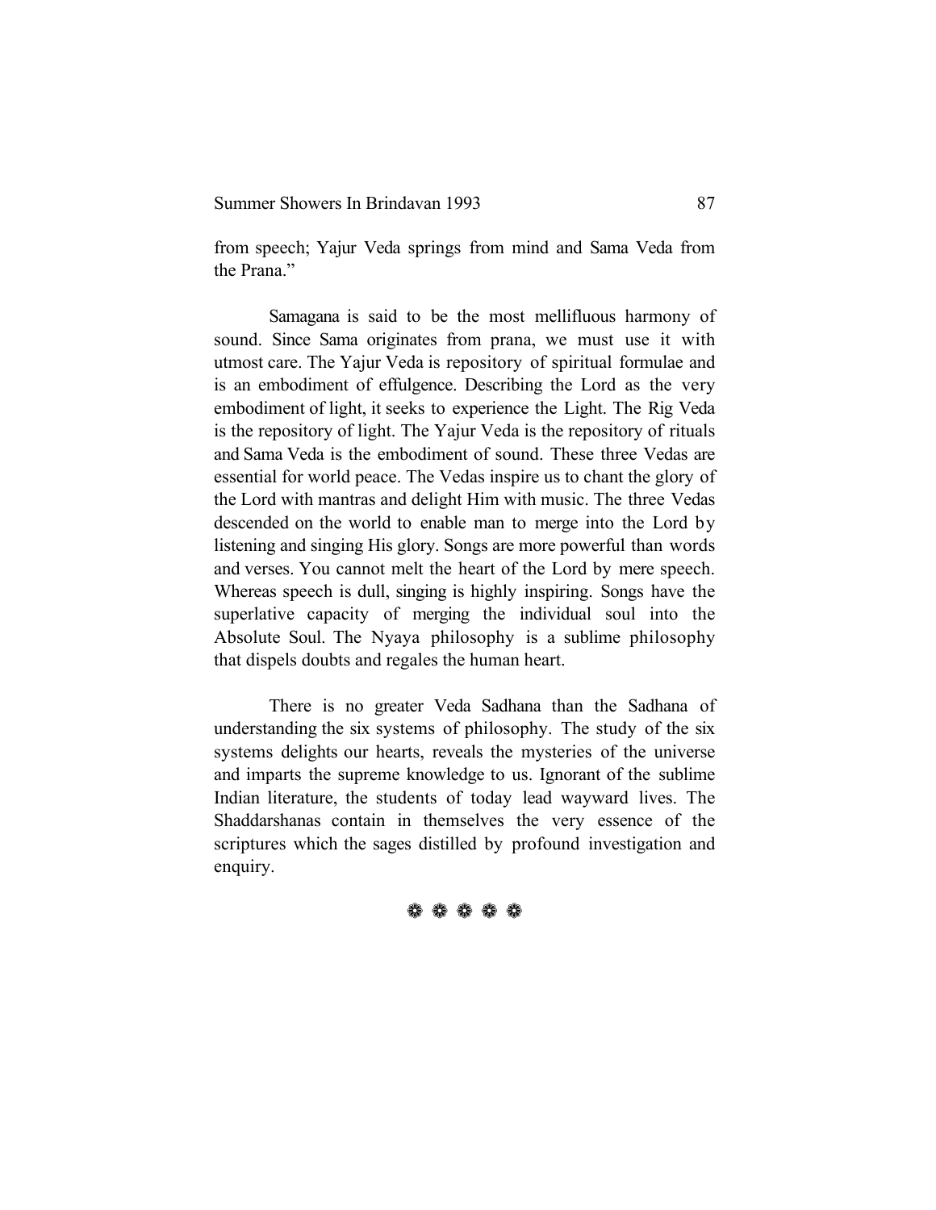from speech; Yajur Veda springs from mind and Sama Veda from the Prana."

Samagana is said to be the most mellifluous harmony of sound. Since Sama originates from prana, we must use it with utmost care. The Yajur Veda is repository of spiritual formulae and is an embodiment of effulgence. Describing the Lord as the very embodiment of light, it seeks to experience the Light. The Rig Veda is the repository of light. The Yajur Veda is the repository of rituals and Sama Veda is the embodiment of sound. These three Vedas are essential for world peace. The Vedas inspire us to chant the glory of the Lord with mantras and delight Him with music. The three Vedas descended on the world to enable man to merge into the Lord by listening and singing His glory. Songs are more powerful than words and verses. You cannot melt the heart of the Lord by mere speech. Whereas speech is dull, singing is highly inspiring. Songs have the superlative capacity of merging the individual soul into the Absolute Soul. The Nyaya philosophy is a sublime philosophy that dispels doubts and regales the human heart.

There is no greater Veda Sadhana than the Sadhana of understanding the six systems of philosophy. The study of the six systems delights our hearts, reveals the mysteries of the universe and imparts the supreme knowledge to us. Ignorant of the sublime Indian literature, the students of today lead wayward lives. The Shaddarshanas contain in themselves the very essence of the scriptures which the sages distilled by profound investigation and enquiry.

❁ ❁ ❁ ❁ ❁